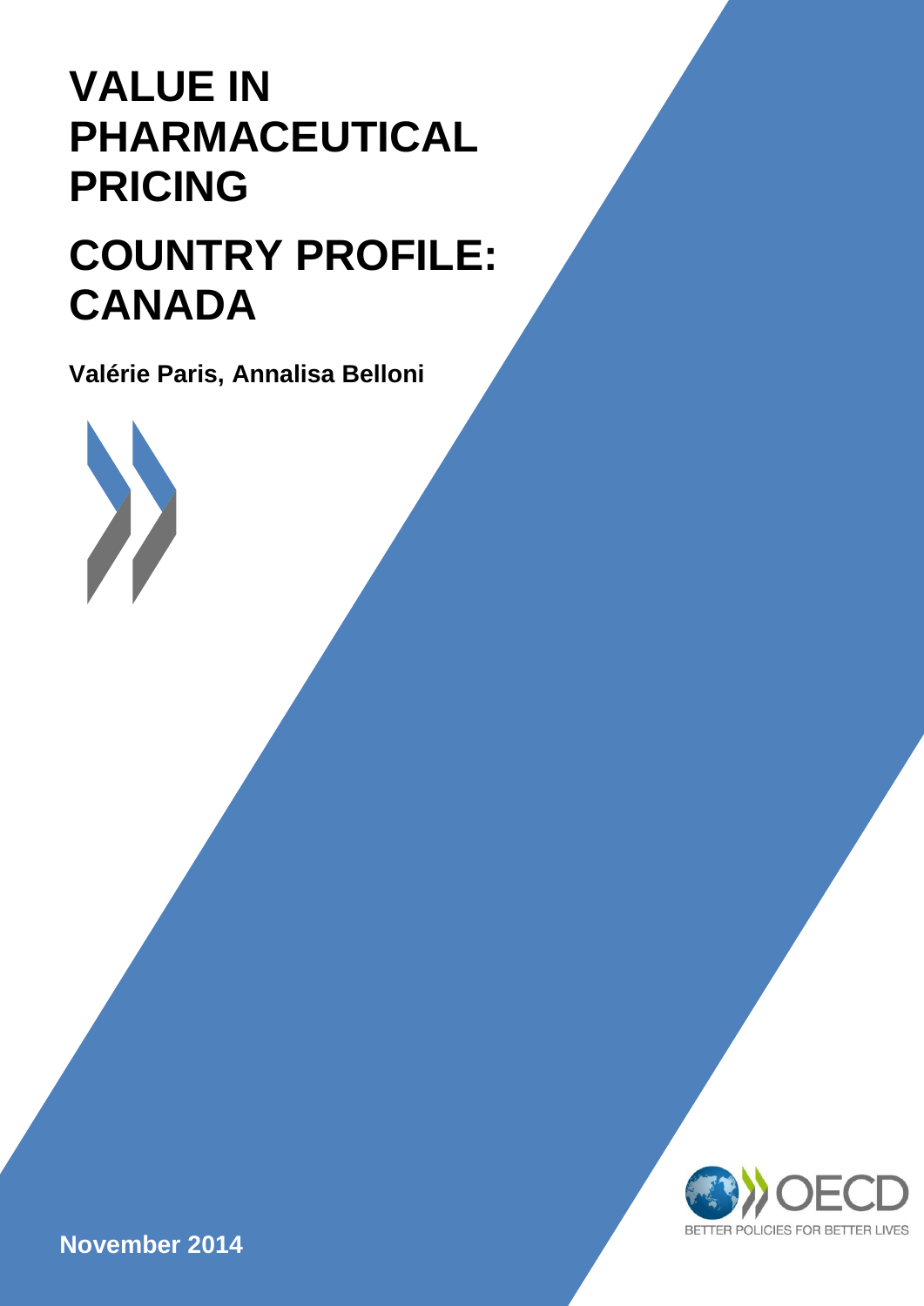# VALUE IN PHARMACEUTICAL PRICING

# COUNTRY PROFILE: CANADA

**Valérie Paris, Annalisa Belloni**

OECD

BETTER POLICIES FOR BETTER LIVES

**November 2014**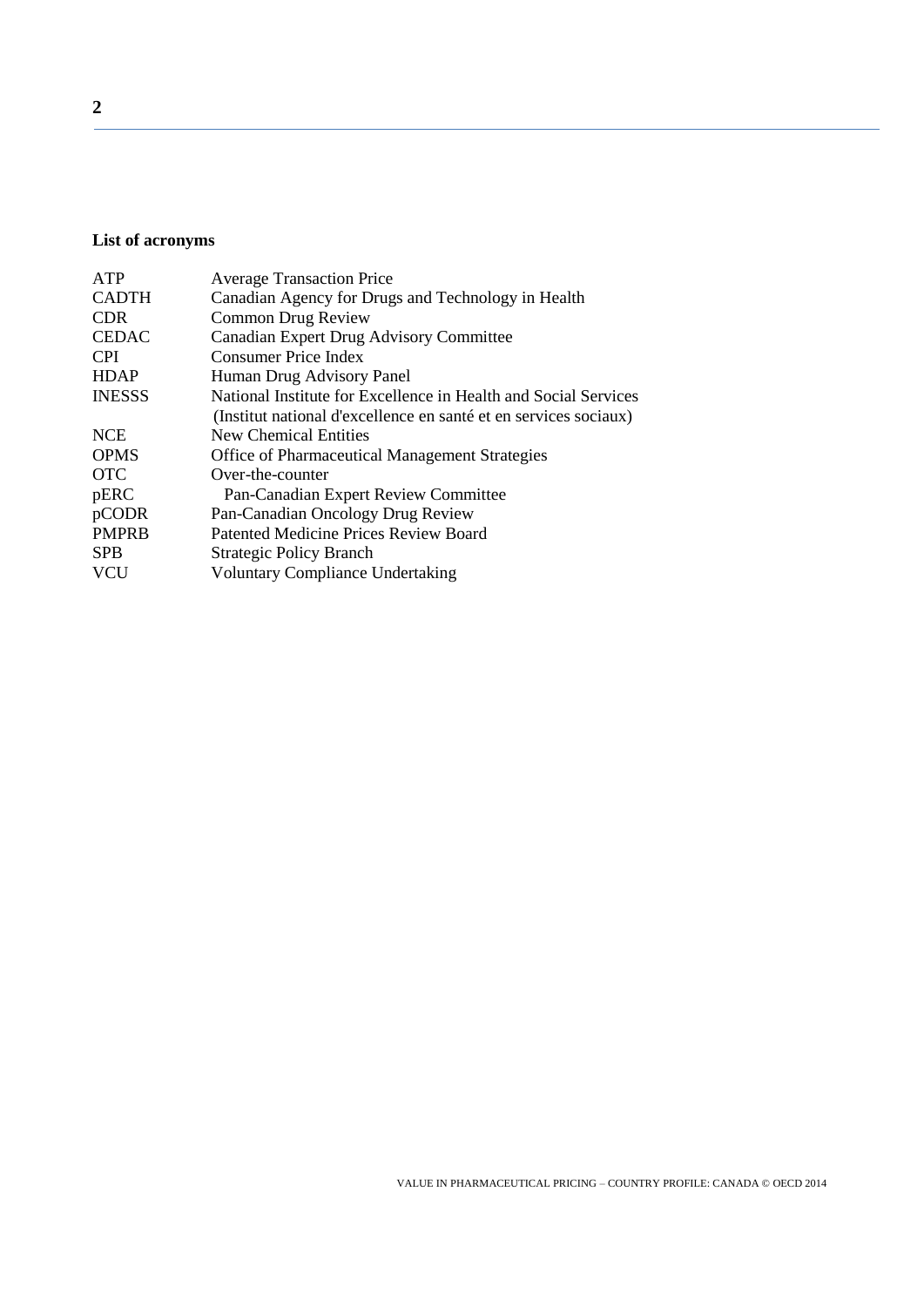**List of acronyms**

| | |
|---|---|
| ATP | Average Transaction Price |
| CADTH | Canadian Agency for Drugs and Technology in Health |
| CDR | Common Drug Review |
| CEDAC | Canadian Expert Drug Advisory Committee |
| CPI | Consumer Price Index |
| HDAP | Human Drug Advisory Panel |
| INESSS | National Institute for Excellence in Health and Social Services (Institut national d'excellence en santé et en services sociaux) |
| NCE | New Chemical Entities |
| OPMS | Office of Pharmaceutical Management Strategies |
| OTC | Over-the-counter |
| pERC | Pan-Canadian Expert Review Committee |
| pCODR | Pan-Canadian Oncology Drug Review |
| PMPRB | Patented Medicine Prices Review Board |
| SPB | Strategic Policy Branch |
| VCU | Voluntary Compliance Undertaking |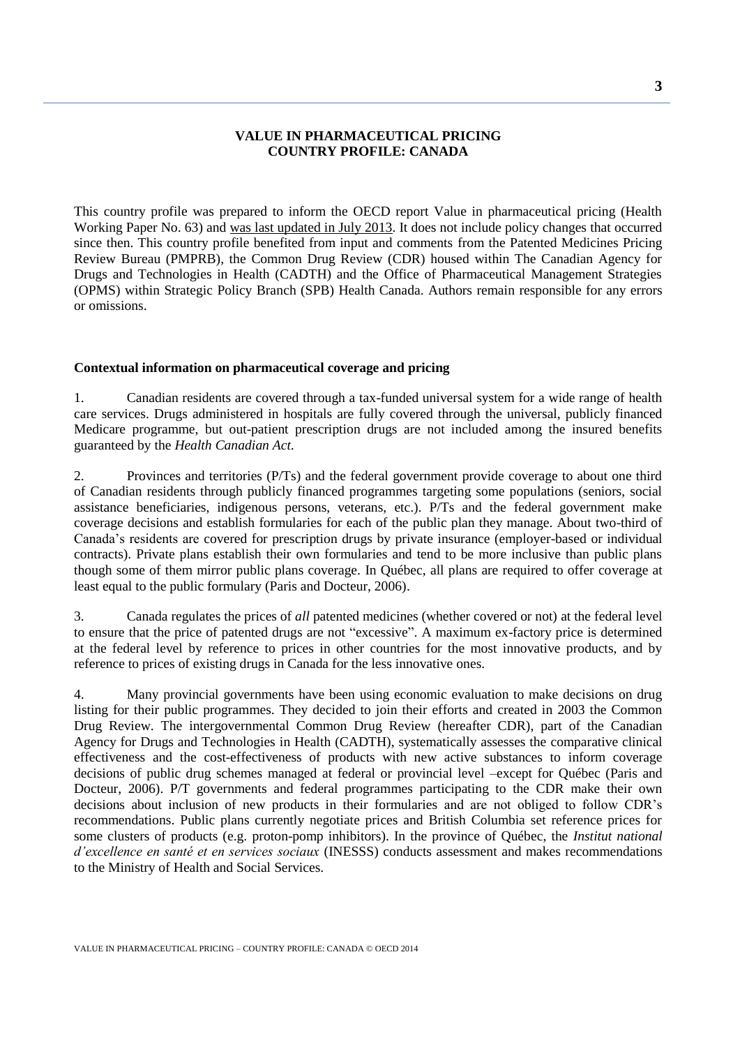# VALUE IN PHARMACEUTICAL PRICING
# COUNTRY PROFILE: CANADA

This country profile was prepared to inform the OECD report Value in pharmaceutical pricing (Health Working Paper No. 63) and was last updated in July 2013. It does not include policy changes that occurred since then. This country profile benefited from input and comments from the Patented Medicines Pricing Review Bureau (PMPRB), the Common Drug Review (CDR) housed within The Canadian Agency for Drugs and Technologies in Health (CADTH) and the Office of Pharmaceutical Management Strategies (OPMS) within Strategic Policy Branch (SPB) Health Canada. Authors remain responsible for any errors or omissions.

**Contextual information on pharmaceutical coverage and pricing**

1. Canadian residents are covered through a tax-funded universal system for a wide range of health care services. Drugs administered in hospitals are fully covered through the universal, publicly financed Medicare programme, but out-patient prescription drugs are not included among the insured benefits guaranteed by the *Health Canadian Act.*

2. Provinces and territories (P/Ts) and the federal government provide coverage to about one third of Canadian residents through publicly financed programmes targeting some populations (seniors, social assistance beneficiaries, indigenous persons, veterans, etc.). P/Ts and the federal government make coverage decisions and establish formularies for each of the public plan they manage. About two-third of Canada's residents are covered for prescription drugs by private insurance (employer-based or individual contracts). Private plans establish their own formularies and tend to be more inclusive than public plans though some of them mirror public plans coverage. In Québec, all plans are required to offer coverage at least equal to the public formulary (Paris and Docteur, 2006).

3. Canada regulates the prices of *all* patented medicines (whether covered or not) at the federal level to ensure that the price of patented drugs are not "excessive". A maximum ex-factory price is determined at the federal level by reference to prices in other countries for the most innovative products, and by reference to prices of existing drugs in Canada for the less innovative ones.

4. Many provincial governments have been using economic evaluation to make decisions on drug listing for their public programmes. They decided to join their efforts and created in 2003 the Common Drug Review. The intergovernmental Common Drug Review (hereafter CDR), part of the Canadian Agency for Drugs and Technologies in Health (CADTH), systematically assesses the comparative clinical effectiveness and the cost-effectiveness of products with new active substances to inform coverage decisions of public drug schemes managed at federal or provincial level –except for Québec (Paris and Docteur, 2006). P/T governments and federal programmes participating to the CDR make their own decisions about inclusion of new products in their formularies and are not obliged to follow CDR's recommendations. Public plans currently negotiate prices and British Columbia set reference prices for some clusters of products (e.g. proton-pomp inhibitors). In the province of Québec, the *Institut national d'excellence en santé et en services sociaux* (INESSS) conducts assessment and makes recommendations to the Ministry of Health and Social Services.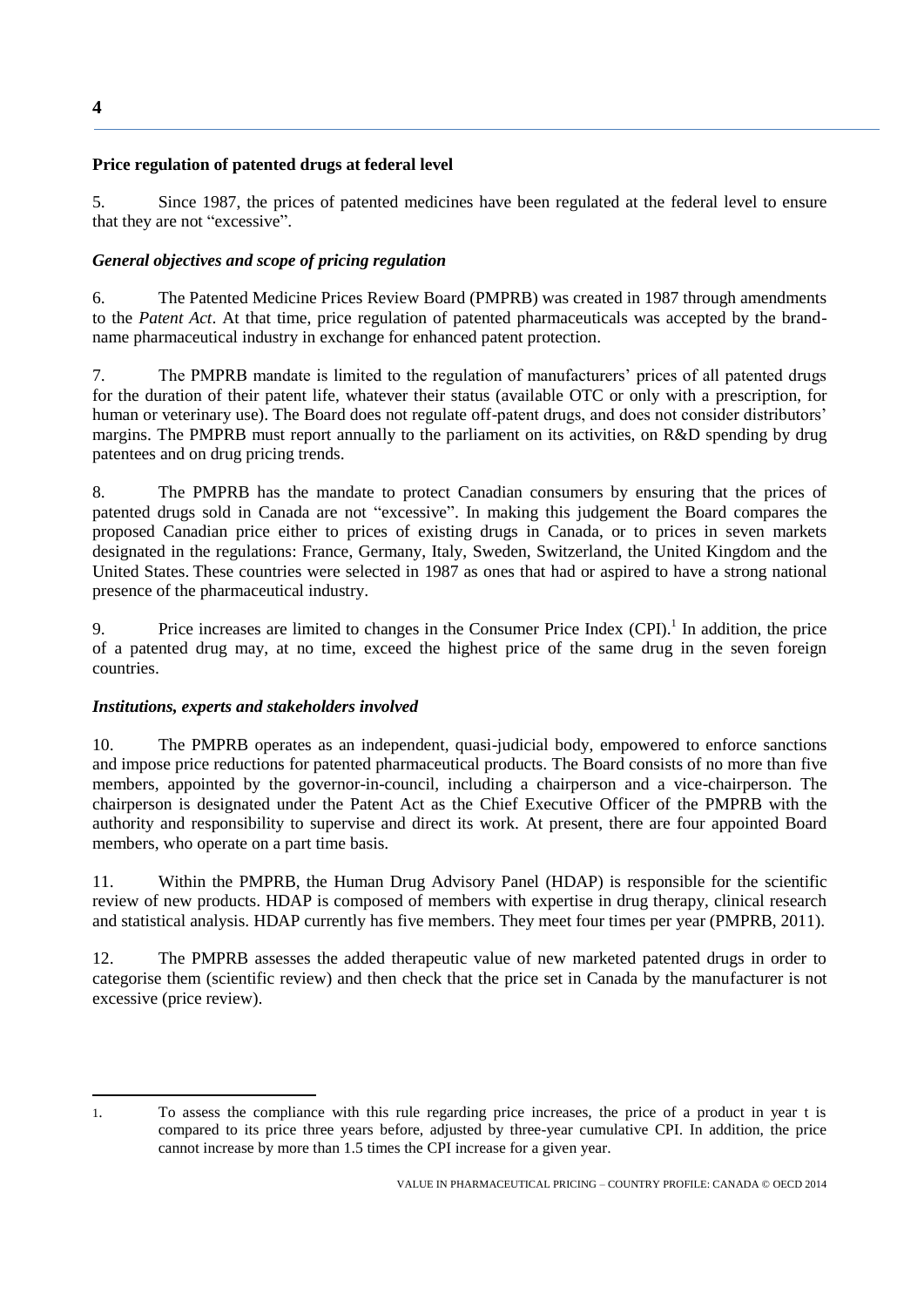### Price regulation of patented drugs at federal level

5. Since 1987, the prices of patented medicines have been regulated at the federal level to ensure that they are not "excessive".

#### *General objectives and scope of pricing regulation*

6. The Patented Medicine Prices Review Board (PMPRB) was created in 1987 through amendments to the *Patent Act*. At that time, price regulation of patented pharmaceuticals was accepted by the brand-name pharmaceutical industry in exchange for enhanced patent protection.

7. The PMPRB mandate is limited to the regulation of manufacturers' prices of all patented drugs for the duration of their patent life, whatever their status (available OTC or only with a prescription, for human or veterinary use). The Board does not regulate off-patent drugs, and does not consider distributors' margins. The PMPRB must report annually to the parliament on its activities, on R&D spending by drug patentees and on drug pricing trends.

8. The PMPRB has the mandate to protect Canadian consumers by ensuring that the prices of patented drugs sold in Canada are not "excessive". In making this judgement the Board compares the proposed Canadian price either to prices of existing drugs in Canada, or to prices in seven markets designated in the regulations: France, Germany, Italy, Sweden, Switzerland, the United Kingdom and the United States. These countries were selected in 1987 as ones that had or aspired to have a strong national presence of the pharmaceutical industry.

9. Price increases are limited to changes in the Consumer Price Index (CPI).[1] In addition, the price of a patented drug may, at no time, exceed the highest price of the same drug in the seven foreign countries.

#### *Institutions, experts and stakeholders involved*

10. The PMPRB operates as an independent, quasi-judicial body, empowered to enforce sanctions and impose price reductions for patented pharmaceutical products. The Board consists of no more than five members, appointed by the governor-in-council, including a chairperson and a vice-chairperson. The chairperson is designated under the Patent Act as the Chief Executive Officer of the PMPRB with the authority and responsibility to supervise and direct its work. At present, there are four appointed Board members, who operate on a part time basis.

11. Within the PMPRB, the Human Drug Advisory Panel (HDAP) is responsible for the scientific review of new products. HDAP is composed of members with expertise in drug therapy, clinical research and statistical analysis. HDAP currently has five members. They meet four times per year (PMPRB, 2011).

12. The PMPRB assesses the added therapeutic value of new marketed patented drugs in order to categorise them (scientific review) and then check that the price set in Canada by the manufacturer is not excessive (price review).

---

1. To assess the compliance with this rule regarding price increases, the price of a product in year t is compared to its price three years before, adjusted by three-year cumulative CPI. In addition, the price cannot increase by more than 1.5 times the CPI increase for a given year.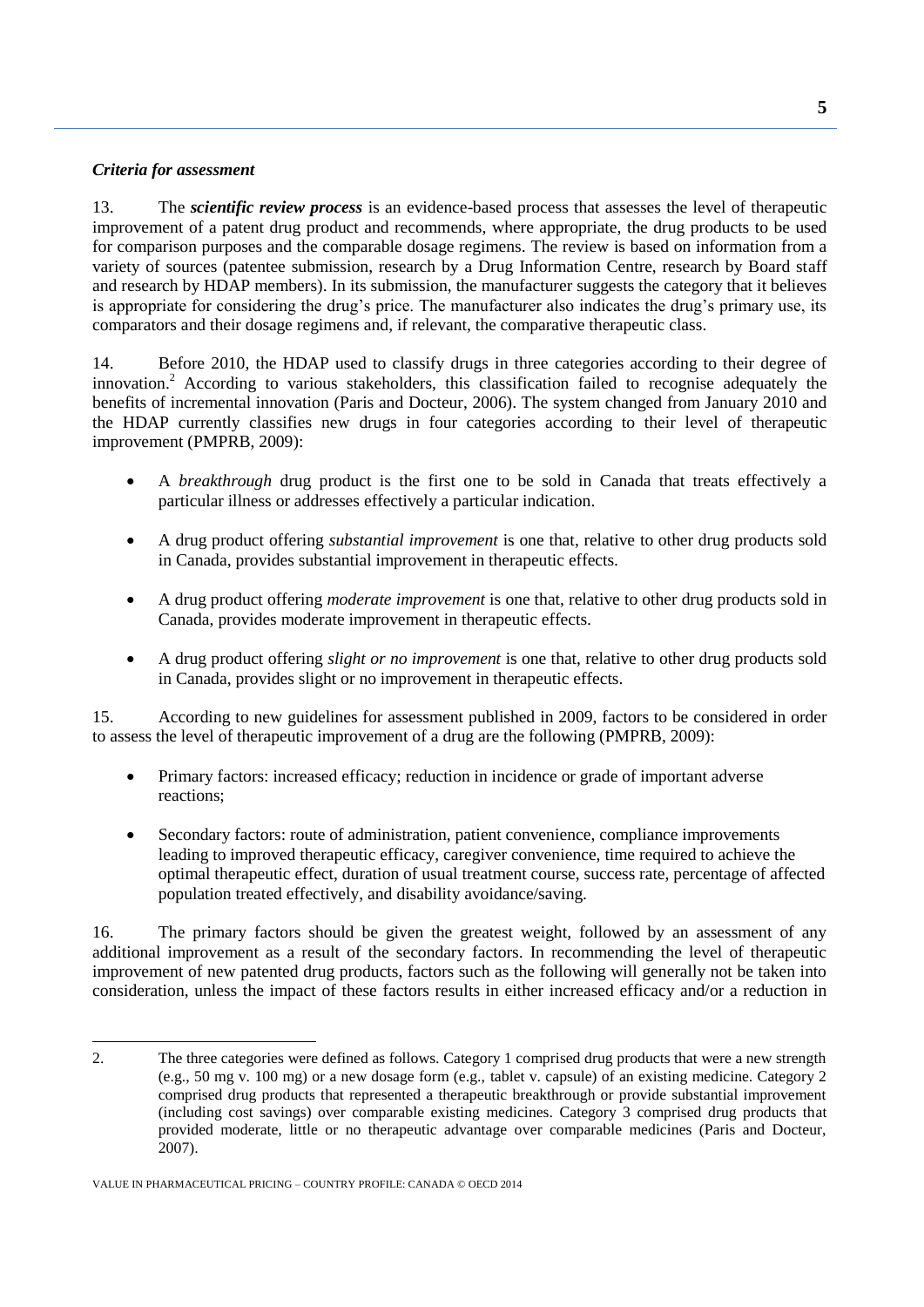### *Criteria for assessment*

13. The ***scientific review process*** is an evidence-based process that assesses the level of therapeutic improvement of a patent drug product and recommends, where appropriate, the drug products to be used for comparison purposes and the comparable dosage regimens. The review is based on information from a variety of sources (patentee submission, research by a Drug Information Centre, research by Board staff and research by HDAP members). In its submission, the manufacturer suggests the category that it believes is appropriate for considering the drug's price. The manufacturer also indicates the drug's primary use, its comparators and their dosage regimens and, if relevant, the comparative therapeutic class.

14. Before 2010, the HDAP used to classify drugs in three categories according to their degree of innovation.[2] According to various stakeholders, this classification failed to recognise adequately the benefits of incremental innovation (Paris and Docteur, 2006). The system changed from January 2010 and the HDAP currently classifies new drugs in four categories according to their level of therapeutic improvement (PMPRB, 2009):

- A *breakthrough* drug product is the first one to be sold in Canada that treats effectively a particular illness or addresses effectively a particular indication.
- A drug product offering *substantial improvement* is one that, relative to other drug products sold in Canada, provides substantial improvement in therapeutic effects.
- A drug product offering *moderate improvement* is one that, relative to other drug products sold in Canada, provides moderate improvement in therapeutic effects.
- A drug product offering *slight or no improvement* is one that, relative to other drug products sold in Canada, provides slight or no improvement in therapeutic effects.

15. According to new guidelines for assessment published in 2009, factors to be considered in order to assess the level of therapeutic improvement of a drug are the following (PMPRB, 2009):

- Primary factors: increased efficacy; reduction in incidence or grade of important adverse reactions;
- Secondary factors: route of administration, patient convenience, compliance improvements leading to improved therapeutic efficacy, caregiver convenience, time required to achieve the optimal therapeutic effect, duration of usual treatment course, success rate, percentage of affected population treated effectively, and disability avoidance/saving.

16. The primary factors should be given the greatest weight, followed by an assessment of any additional improvement as a result of the secondary factors. In recommending the level of therapeutic improvement of new patented drug products, factors such as the following will generally not be taken into consideration, unless the impact of these factors results in either increased efficacy and/or a reduction in

2. The three categories were defined as follows. Category 1 comprised drug products that were a new strength (e.g., 50 mg v. 100 mg) or a new dosage form (e.g., tablet v. capsule) of an existing medicine. Category 2 comprised drug products that represented a therapeutic breakthrough or provide substantial improvement (including cost savings) over comparable existing medicines. Category 3 comprised drug products that provided moderate, little or no therapeutic advantage over comparable medicines (Paris and Docteur, 2007).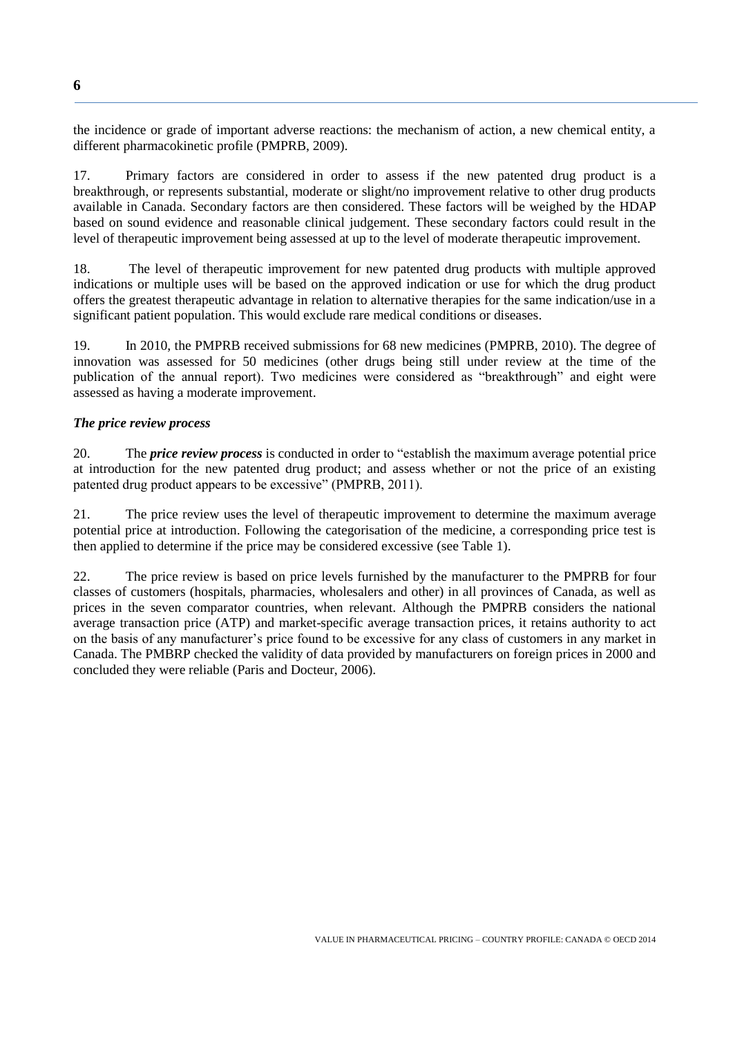the incidence or grade of important adverse reactions: the mechanism of action, a new chemical entity, a different pharmacokinetic profile (PMPRB, 2009).

17. Primary factors are considered in order to assess if the new patented drug product is a breakthrough, or represents substantial, moderate or slight/no improvement relative to other drug products available in Canada. Secondary factors are then considered. These factors will be weighed by the HDAP based on sound evidence and reasonable clinical judgement. These secondary factors could result in the level of therapeutic improvement being assessed at up to the level of moderate therapeutic improvement.

18. The level of therapeutic improvement for new patented drug products with multiple approved indications or multiple uses will be based on the approved indication or use for which the drug product offers the greatest therapeutic advantage in relation to alternative therapies for the same indication/use in a significant patient population. This would exclude rare medical conditions or diseases.

19. In 2010, the PMPRB received submissions for 68 new medicines (PMPRB, 2010). The degree of innovation was assessed for 50 medicines (other drugs being still under review at the time of the publication of the annual report). Two medicines were considered as "breakthrough" and eight were assessed as having a moderate improvement.

### *The price review process*

20. The ***price review process*** is conducted in order to "establish the maximum average potential price at introduction for the new patented drug product; and assess whether or not the price of an existing patented drug product appears to be excessive" (PMPRB, 2011).

21. The price review uses the level of therapeutic improvement to determine the maximum average potential price at introduction. Following the categorisation of the medicine, a corresponding price test is then applied to determine if the price may be considered excessive (see Table 1).

22. The price review is based on price levels furnished by the manufacturer to the PMPRB for four classes of customers (hospitals, pharmacies, wholesalers and other) in all provinces of Canada, as well as prices in the seven comparator countries, when relevant. Although the PMPRB considers the national average transaction price (ATP) and market-specific average transaction prices, it retains authority to act on the basis of any manufacturer's price found to be excessive for any class of customers in any market in Canada. The PMBRP checked the validity of data provided by manufacturers on foreign prices in 2000 and concluded they were reliable (Paris and Docteur, 2006).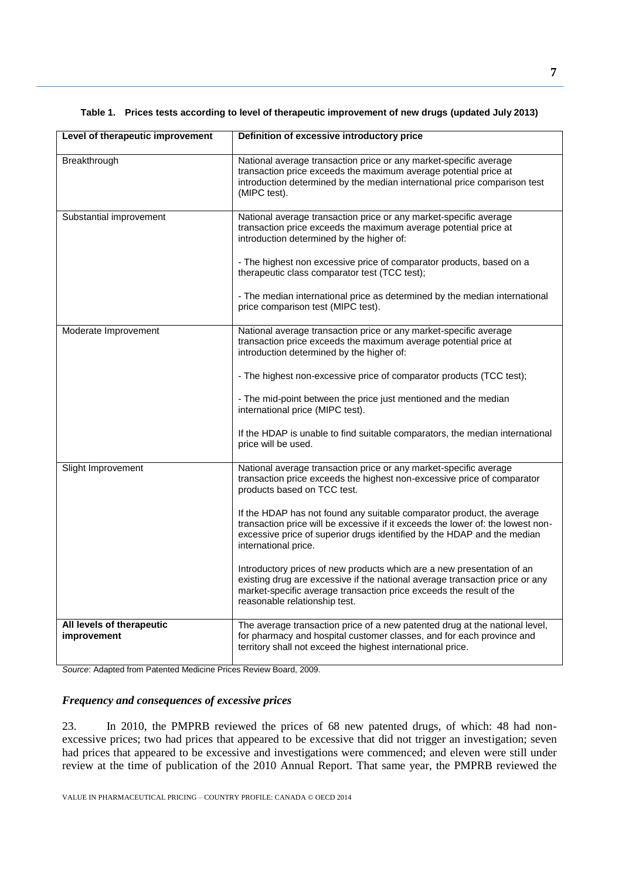**Table 1. Prices tests according to level of therapeutic improvement of new drugs (updated July 2013)**

| Level of therapeutic improvement | Definition of excessive introductory price |
|---|---|
| Breakthrough | National average transaction price or any market-specific average transaction price exceeds the maximum average potential price at introduction determined by the median international price comparison test (MIPC test). |
| Substantial improvement | National average transaction price or any market-specific average transaction price exceeds the maximum average potential price at introduction determined by the higher of:<br><br>- The highest non excessive price of comparator products, based on a therapeutic class comparator test (TCC test);<br><br>- The median international price as determined by the median international price comparison test (MIPC test). |
| Moderate Improvement | National average transaction price or any market-specific average transaction price exceeds the maximum average potential price at introduction determined by the higher of:<br><br>- The highest non-excessive price of comparator products (TCC test);<br><br>- The mid-point between the price just mentioned and the median international price (MIPC test).<br><br>If the HDAP is unable to find suitable comparators, the median international price will be used. |
| Slight Improvement | National average transaction price or any market-specific average transaction price exceeds the highest non-excessive price of comparator products based on TCC test.<br><br>If the HDAP has not found any suitable comparator product, the average transaction price will be excessive if it exceeds the lower of: the lowest non-excessive price of superior drugs identified by the HDAP and the median international price.<br><br>Introductory prices of new products which are a new presentation of an existing drug are excessive if the national average transaction price or any market-specific average transaction price exceeds the result of the reasonable relationship test. |
| **All levels of therapeutic improvement** | The average transaction price of a new patented drug at the national level, for pharmacy and hospital customer classes, and for each province and territory shall not exceed the highest international price. |

*Source*: Adapted from Patented Medicine Prices Review Board, 2009.

### *Frequency and consequences of excessive prices*

23. In 2010, the PMPRB reviewed the prices of 68 new patented drugs, of which: 48 had non-excessive prices; two had prices that appeared to be excessive that did not trigger an investigation; seven had prices that appeared to be excessive and investigations were commenced; and eleven were still under review at the time of publication of the 2010 Annual Report. That same year, the PMPRB reviewed the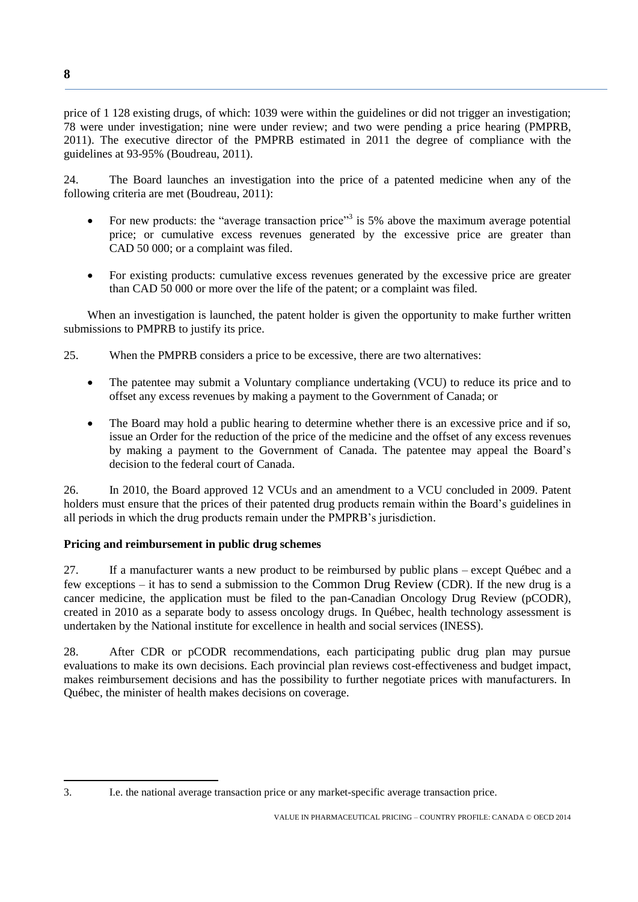price of 1 128 existing drugs, of which: 1039 were within the guidelines or did not trigger an investigation; 78 were under investigation; nine were under review; and two were pending a price hearing (PMPRB, 2011). The executive director of the PMPRB estimated in 2011 the degree of compliance with the guidelines at 93-95% (Boudreau, 2011).

24. The Board launches an investigation into the price of a patented medicine when any of the following criteria are met (Boudreau, 2011):

- For new products: the "average transaction price"[3] is 5% above the maximum average potential price; or cumulative excess revenues generated by the excessive price are greater than CAD 50 000; or a complaint was filed.
- For existing products: cumulative excess revenues generated by the excessive price are greater than CAD 50 000 or more over the life of the patent; or a complaint was filed.

When an investigation is launched, the patent holder is given the opportunity to make further written submissions to PMPRB to justify its price.

25. When the PMPRB considers a price to be excessive, there are two alternatives:

- The patentee may submit a Voluntary compliance undertaking (VCU) to reduce its price and to offset any excess revenues by making a payment to the Government of Canada; or
- The Board may hold a public hearing to determine whether there is an excessive price and if so, issue an Order for the reduction of the price of the medicine and the offset of any excess revenues by making a payment to the Government of Canada. The patentee may appeal the Board's decision to the federal court of Canada.

26. In 2010, the Board approved 12 VCUs and an amendment to a VCU concluded in 2009. Patent holders must ensure that the prices of their patented drug products remain within the Board's guidelines in all periods in which the drug products remain under the PMPRB's jurisdiction.

**Pricing and reimbursement in public drug schemes**

27. If a manufacturer wants a new product to be reimbursed by public plans – except Québec and a few exceptions – it has to send a submission to the Common Drug Review (CDR). If the new drug is a cancer medicine, the application must be filed to the pan-Canadian Oncology Drug Review (pCODR), created in 2010 as a separate body to assess oncology drugs. In Québec, health technology assessment is undertaken by the National institute for excellence in health and social services (INESS).

28. After CDR or pCODR recommendations, each participating public drug plan may pursue evaluations to make its own decisions. Each provincial plan reviews cost-effectiveness and budget impact, makes reimbursement decisions and has the possibility to further negotiate prices with manufacturers. In Québec, the minister of health makes decisions on coverage.

3. I.e. the national average transaction price or any market-specific average transaction price.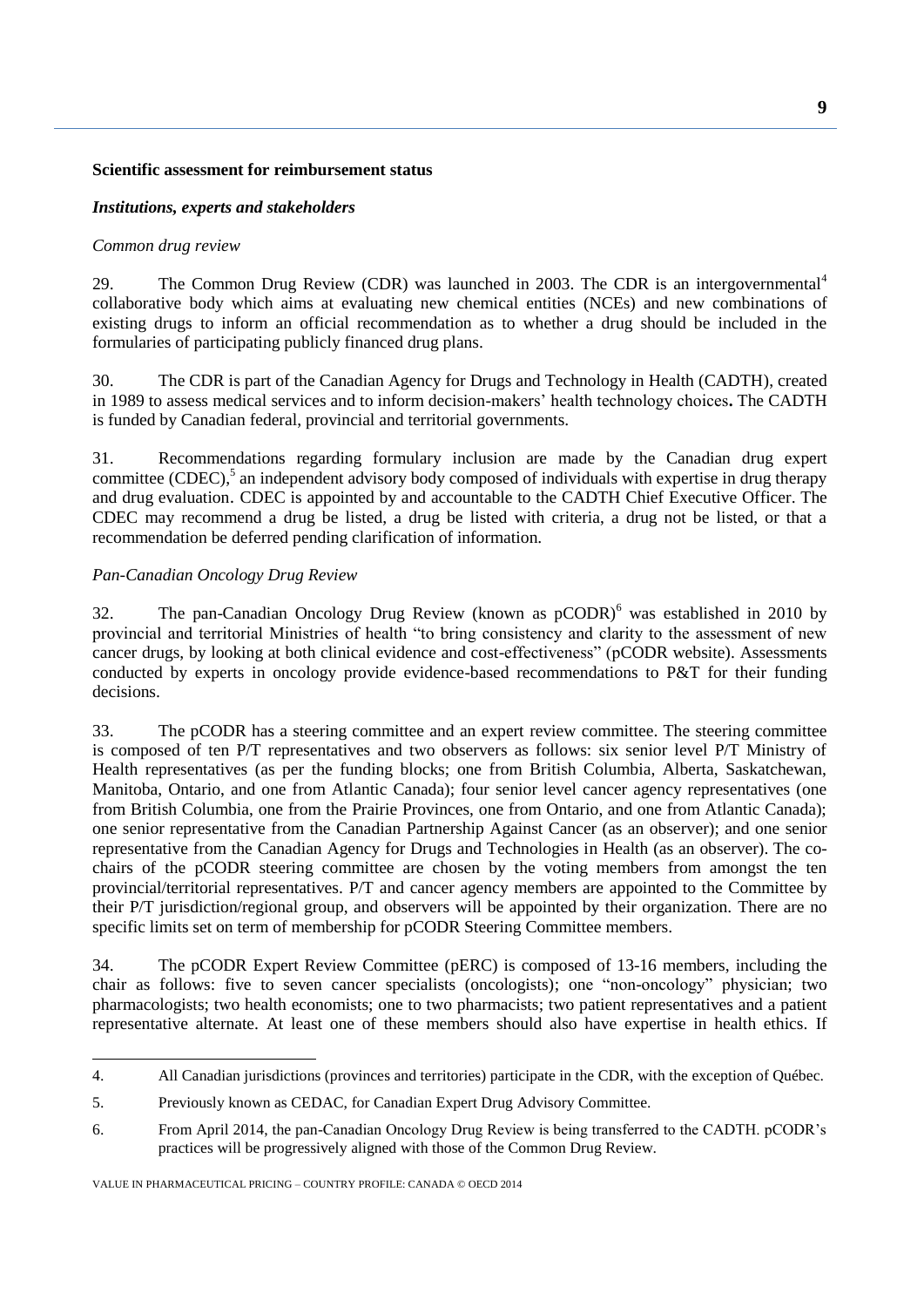**Scientific assessment for reimbursement status**

***Institutions, experts and stakeholders***

*Common drug review*

29. The Common Drug Review (CDR) was launched in 2003. The CDR is an intergovernmental[4] collaborative body which aims at evaluating new chemical entities (NCEs) and new combinations of existing drugs to inform an official recommendation as to whether a drug should be included in the formularies of participating publicly financed drug plans.

30. The CDR is part of the Canadian Agency for Drugs and Technology in Health (CADTH), created in 1989 to assess medical services and to inform decision-makers' health technology choices**.** The CADTH is funded by Canadian federal, provincial and territorial governments.

31. Recommendations regarding formulary inclusion are made by the Canadian drug expert committee (CDEC),[5] an independent advisory body composed of individuals with expertise in drug therapy and drug evaluation. CDEC is appointed by and accountable to the CADTH Chief Executive Officer. The CDEC may recommend a drug be listed, a drug be listed with criteria, a drug not be listed, or that a recommendation be deferred pending clarification of information.

*Pan-Canadian Oncology Drug Review*

32. The pan-Canadian Oncology Drug Review (known as pCODR)[6] was established in 2010 by provincial and territorial Ministries of health "to bring consistency and clarity to the assessment of new cancer drugs, by looking at both clinical evidence and cost-effectiveness" (pCODR website). Assessments conducted by experts in oncology provide evidence-based recommendations to P&T for their funding decisions.

33. The pCODR has a steering committee and an expert review committee. The steering committee is composed of ten P/T representatives and two observers as follows: six senior level P/T Ministry of Health representatives (as per the funding blocks; one from British Columbia, Alberta, Saskatchewan, Manitoba, Ontario, and one from Atlantic Canada); four senior level cancer agency representatives (one from British Columbia, one from the Prairie Provinces, one from Ontario, and one from Atlantic Canada); one senior representative from the Canadian Partnership Against Cancer (as an observer); and one senior representative from the Canadian Agency for Drugs and Technologies in Health (as an observer). The co-chairs of the pCODR steering committee are chosen by the voting members from amongst the ten provincial/territorial representatives. P/T and cancer agency members are appointed to the Committee by their P/T jurisdiction/regional group, and observers will be appointed by their organization. There are no specific limits set on term of membership for pCODR Steering Committee members.

34. The pCODR Expert Review Committee (pERC) is composed of 13-16 members, including the chair as follows: five to seven cancer specialists (oncologists); one "non-oncology" physician; two pharmacologists; two health economists; one to two pharmacists; two patient representatives and a patient representative alternate. At least one of these members should also have expertise in health ethics. If

4. All Canadian jurisdictions (provinces and territories) participate in the CDR, with the exception of Québec.

5. Previously known as CEDAC, for Canadian Expert Drug Advisory Committee.

6. From April 2014, the pan-Canadian Oncology Drug Review is being transferred to the CADTH. pCODR's practices will be progressively aligned with those of the Common Drug Review.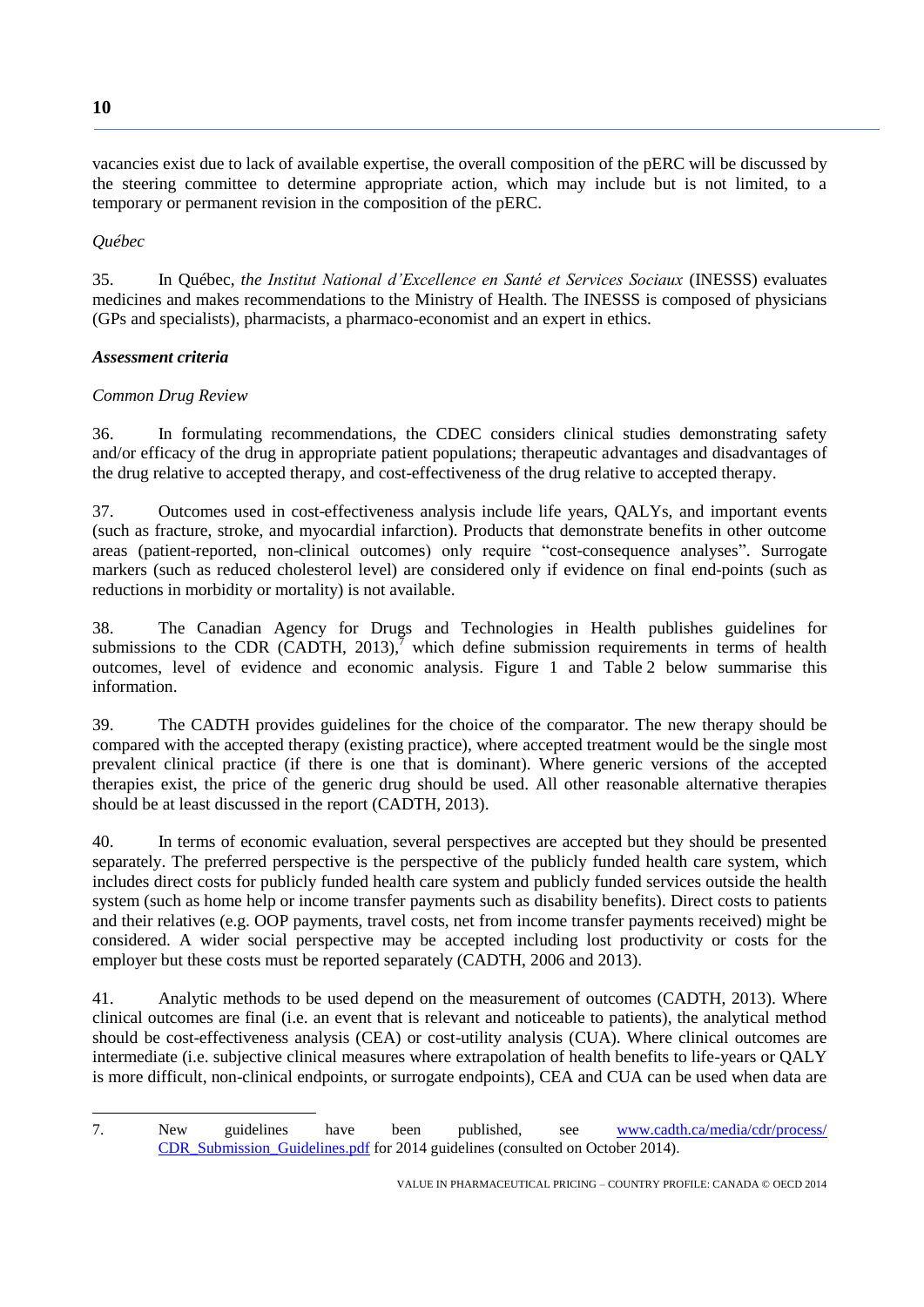vacancies exist due to lack of available expertise, the overall composition of the pERC will be discussed by the steering committee to determine appropriate action, which may include but is not limited, to a temporary or permanent revision in the composition of the pERC.

*Québec*

35. In Québec, *the Institut National d'Excellence en Santé et Services Sociaux* (INESSS) evaluates medicines and makes recommendations to the Ministry of Health. The INESSS is composed of physicians (GPs and specialists), pharmacists, a pharmaco-economist and an expert in ethics.

***Assessment criteria***

*Common Drug Review*

36. In formulating recommendations, the CDEC considers clinical studies demonstrating safety and/or efficacy of the drug in appropriate patient populations; therapeutic advantages and disadvantages of the drug relative to accepted therapy, and cost-effectiveness of the drug relative to accepted therapy.

37. Outcomes used in cost-effectiveness analysis include life years, QALYs, and important events (such as fracture, stroke, and myocardial infarction). Products that demonstrate benefits in other outcome areas (patient-reported, non-clinical outcomes) only require "cost-consequence analyses". Surrogate markers (such as reduced cholesterol level) are considered only if evidence on final end-points (such as reductions in morbidity or mortality) is not available.

38. The Canadian Agency for Drugs and Technologies in Health publishes guidelines for submissions to the CDR (CADTH, 2013),[7] which define submission requirements in terms of health outcomes, level of evidence and economic analysis. Figure 1 and Table 2 below summarise this information.

39. The CADTH provides guidelines for the choice of the comparator. The new therapy should be compared with the accepted therapy (existing practice), where accepted treatment would be the single most prevalent clinical practice (if there is one that is dominant). Where generic versions of the accepted therapies exist, the price of the generic drug should be used. All other reasonable alternative therapies should be at least discussed in the report (CADTH, 2013).

40. In terms of economic evaluation, several perspectives are accepted but they should be presented separately. The preferred perspective is the perspective of the publicly funded health care system, which includes direct costs for publicly funded health care system and publicly funded services outside the health system (such as home help or income transfer payments such as disability benefits). Direct costs to patients and their relatives (e.g. OOP payments, travel costs, net from income transfer payments received) might be considered. A wider social perspective may be accepted including lost productivity or costs for the employer but these costs must be reported separately (CADTH, 2006 and 2013).

41. Analytic methods to be used depend on the measurement of outcomes (CADTH, 2013). Where clinical outcomes are final (i.e. an event that is relevant and noticeable to patients), the analytical method should be cost-effectiveness analysis (CEA) or cost-utility analysis (CUA). Where clinical outcomes are intermediate (i.e. subjective clinical measures where extrapolation of health benefits to life-years or QALY is more difficult, non-clinical endpoints, or surrogate endpoints), CEA and CUA can be used when data are

---

7. New guidelines have been published, see [www.cadth.ca/media/cdr/process/CDR_Submission_Guidelines.pdf](www.cadth.ca/media/cdr/process/CDR_Submission_Guidelines.pdf) for 2014 guidelines (consulted on October 2014).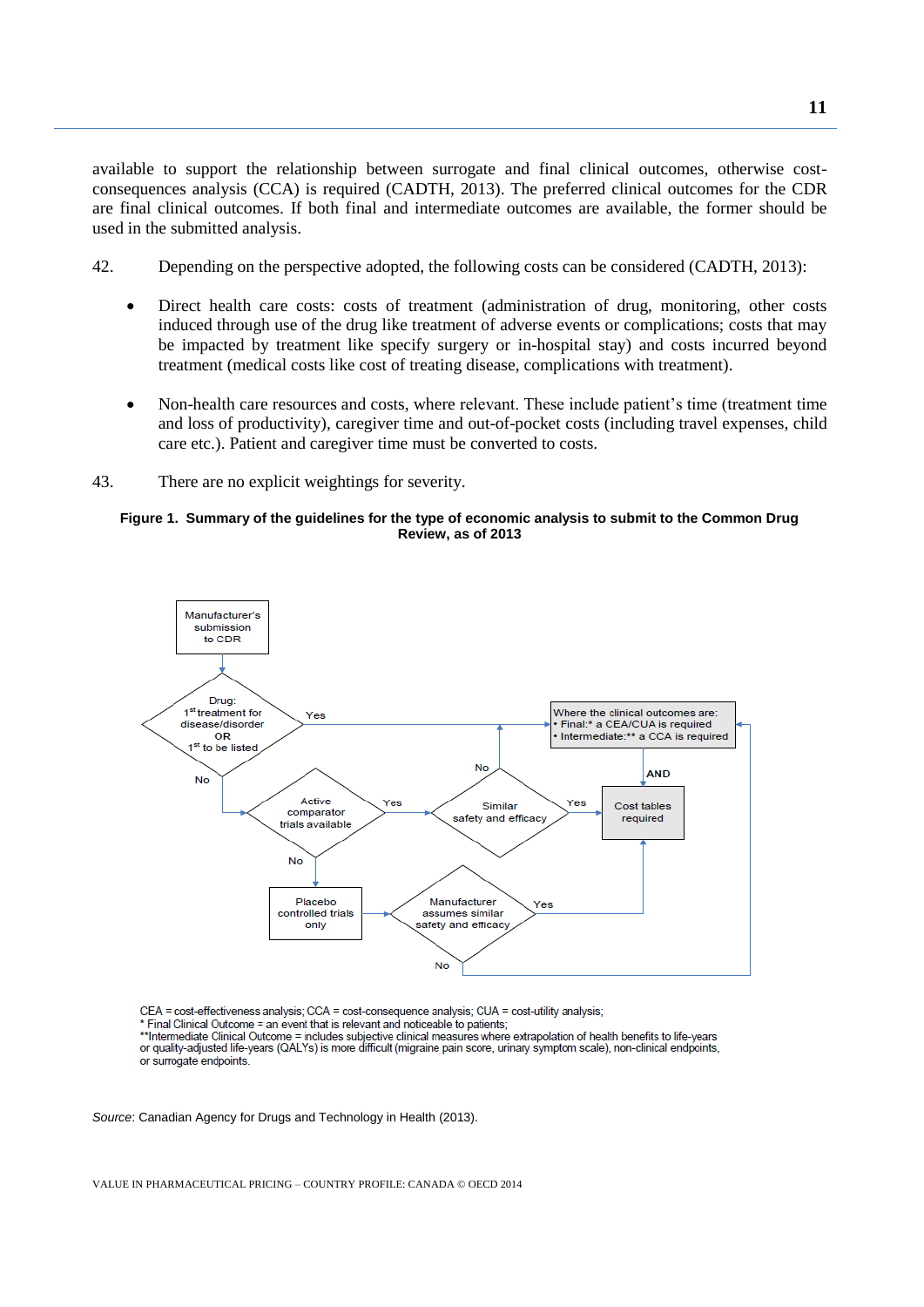available to support the relationship between surrogate and final clinical outcomes, otherwise cost-consequences analysis (CCA) is required (CADTH, 2013). The preferred clinical outcomes for the CDR are final clinical outcomes. If both final and intermediate outcomes are available, the former should be used in the submitted analysis.

42. Depending on the perspective adopted, the following costs can be considered (CADTH, 2013):

- Direct health care costs: costs of treatment (administration of drug, monitoring, other costs induced through use of the drug like treatment of adverse events or complications; costs that may be impacted by treatment like specify surgery or in-hospital stay) and costs incurred beyond treatment (medical costs like cost of treating disease, complications with treatment).

- Non-health care resources and costs, where relevant. These include patient's time (treatment time and loss of productivity), caregiver time and out-of-pocket costs (including travel expenses, child care etc.). Patient and caregiver time must be converted to costs.

43. There are no explicit weightings for severity.

**Figure 1. Summary of the guidelines for the type of economic analysis to submit to the Common Drug Review, as of 2013**

Manufacturer's submission to CDR

Drug: 1st treatment for disease/disorder OR 1st to be listed

Yes

No

Where the clinical outcomes are:
• Final:* a CEA/CUA is required
• Intermediate:** a CCA is required

AND

Active comparator trials available

Yes

No

Similar safety and efficacy

Yes

No

Cost tables required

Placebo controlled trials only

Manufacturer assumes similar safety and efficacy

Yes

No

CEA = cost-effectiveness analysis; CCA = cost-consequence analysis; CUA = cost-utility analysis;
* Final Clinical Outcome = an event that is relevant and noticeable to patients;
**Intermediate Clinical Outcome = includes subjective clinical measures where extrapolation of health benefits to life-years or quality-adjusted life-years (QALYs) is more difficult (migraine pain score, urinary symptom scale), non-clinical endpoints, or surrogate endpoints.

*Source*: Canadian Agency for Drugs and Technology in Health (2013).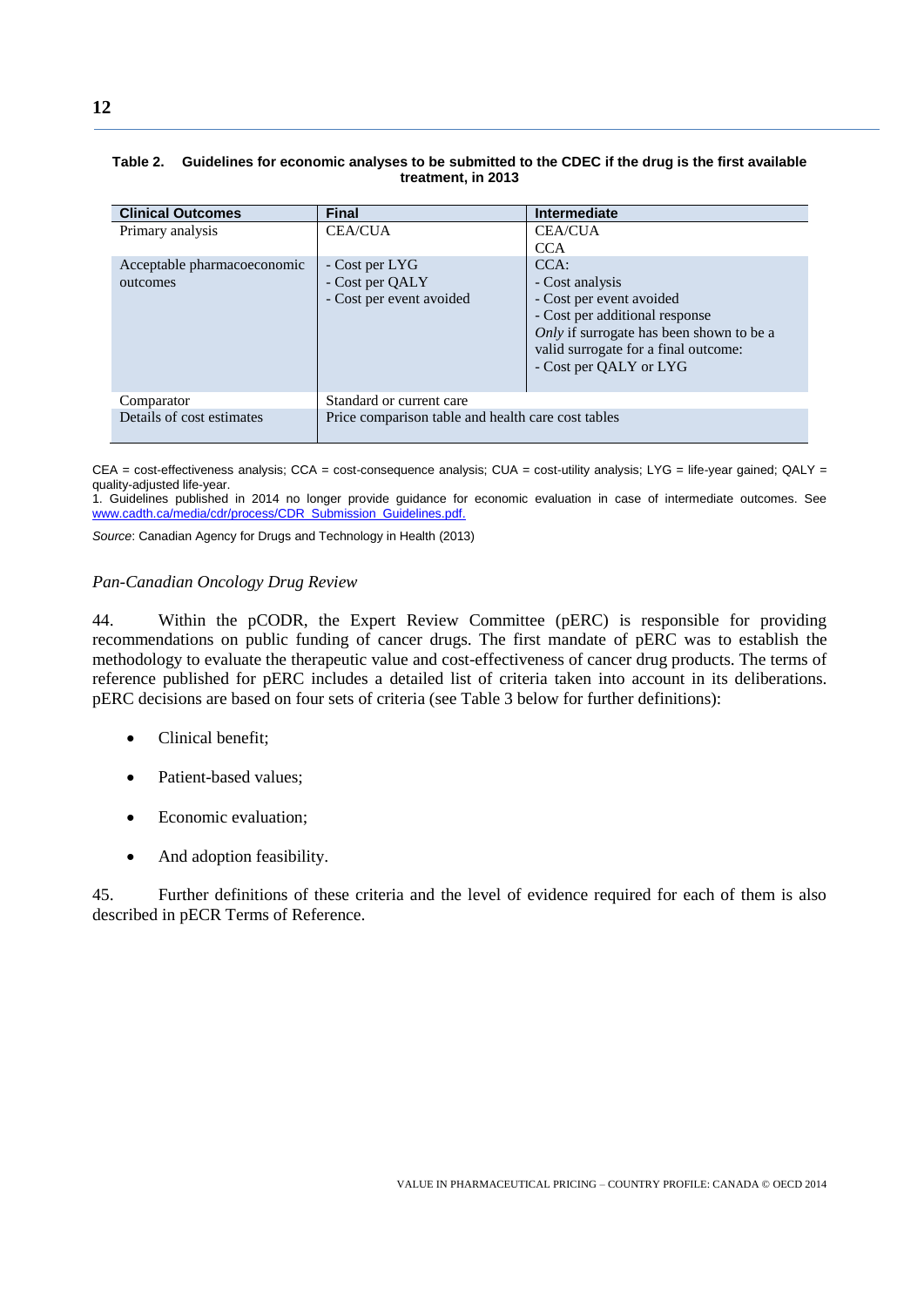**Table 2. Guidelines for economic analyses to be submitted to the CDEC if the drug is the first available treatment, in 2013**

| Clinical Outcomes | Final | Intermediate |
|---|---|---|
| Primary analysis | CEA/CUA | CEA/CUA<br>CCA |
| Acceptable pharmacoeconomic outcomes | - Cost per LYG<br>- Cost per QALY<br>- Cost per event avoided | CCA:<br>- Cost analysis<br>- Cost per event avoided<br>- Cost per additional response<br>*Only* if surrogate has been shown to be a valid surrogate for a final outcome:<br>- Cost per QALY or LYG |
| Comparator | Standard or current care | |
| Details of cost estimates | Price comparison table and health care cost tables | |

CEA = cost-effectiveness analysis; CCA = cost-consequence analysis; CUA = cost-utility analysis; LYG = life-year gained; QALY = quality-adjusted life-year.

1. Guidelines published in 2014 no longer provide guidance for economic evaluation in case of intermediate outcomes. See www.cadth.ca/media/cdr/process/CDR_Submission_Guidelines.pdf.

*Source*: Canadian Agency for Drugs and Technology in Health (2013)

*Pan-Canadian Oncology Drug Review*

44. Within the pCODR, the Expert Review Committee (pERC) is responsible for providing recommendations on public funding of cancer drugs. The first mandate of pERC was to establish the methodology to evaluate the therapeutic value and cost-effectiveness of cancer drug products. The terms of reference published for pERC includes a detailed list of criteria taken into account in its deliberations. pERC decisions are based on four sets of criteria (see Table 3 below for further definitions):

- Clinical benefit;
- Patient-based values;
- Economic evaluation;
- And adoption feasibility.

45. Further definitions of these criteria and the level of evidence required for each of them is also described in pECR Terms of Reference.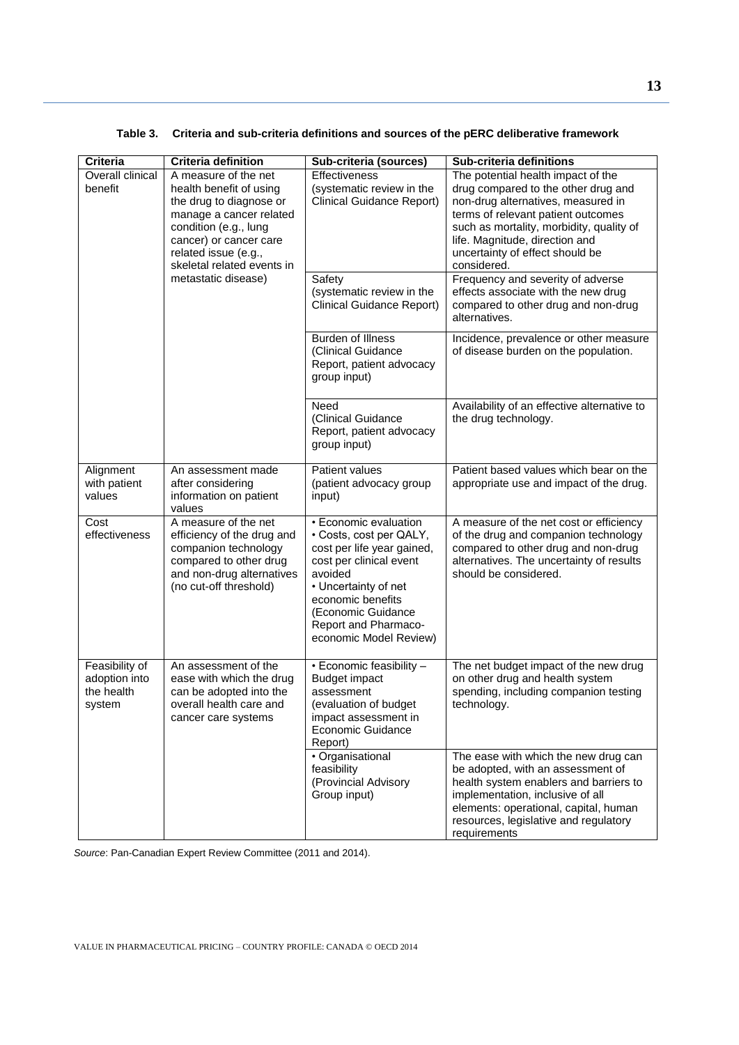**Table 3. Criteria and sub-criteria definitions and sources of the pERC deliberative framework**

| Criteria | Criteria definition | Sub-criteria (sources) | Sub-criteria definitions |
|---|---|---|---|
| Overall clinical benefit | A measure of the net health benefit of using the drug to diagnose or manage a cancer related condition (e.g., lung cancer) or cancer care related issue (e.g., skeletal related events in metastatic disease) | Effectiveness (systematic review in the Clinical Guidance Report) | The potential health impact of the drug compared to the other drug and non-drug alternatives, measured in terms of relevant patient outcomes such as mortality, morbidity, quality of life. Magnitude, direction and uncertainty of effect should be considered. |
| | | Safety (systematic review in the Clinical Guidance Report) | Frequency and severity of adverse effects associate with the new drug compared to other drug and non-drug alternatives. |
| | | Burden of Illness (Clinical Guidance Report, patient advocacy group input) | Incidence, prevalence or other measure of disease burden on the population. |
| | | Need (Clinical Guidance Report, patient advocacy group input) | Availability of an effective alternative to the drug technology. |
| Alignment with patient values | An assessment made after considering information on patient values | Patient values (patient advocacy group input) | Patient based values which bear on the appropriate use and impact of the drug. |
| Cost effectiveness | A measure of the net efficiency of the drug and companion technology compared to other drug and non-drug alternatives (no cut-off threshold) | • Economic evaluation<br>• Costs, cost per QALY, cost per life year gained, cost per clinical event avoided<br>• Uncertainty of net economic benefits (Economic Guidance Report and Pharmaco-economic Model Review) | A measure of the net cost or efficiency of the drug and companion technology compared to other drug and non-drug alternatives. The uncertainty of results should be considered. |
| Feasibility of adoption into the health system | An assessment of the ease with which the drug can be adopted into the overall health care and cancer care systems | • Economic feasibility – Budget impact assessment (evaluation of budget impact assessment in Economic Guidance Report) | The net budget impact of the new drug on other drug and health system spending, including companion testing technology. |
| | | • Organisational feasibility (Provincial Advisory Group input) | The ease with which the new drug can be adopted, with an assessment of health system enablers and barriers to implementation, inclusive of all elements: operational, capital, human resources, legislative and regulatory requirements |

*Source*: Pan-Canadian Expert Review Committee (2011 and 2014).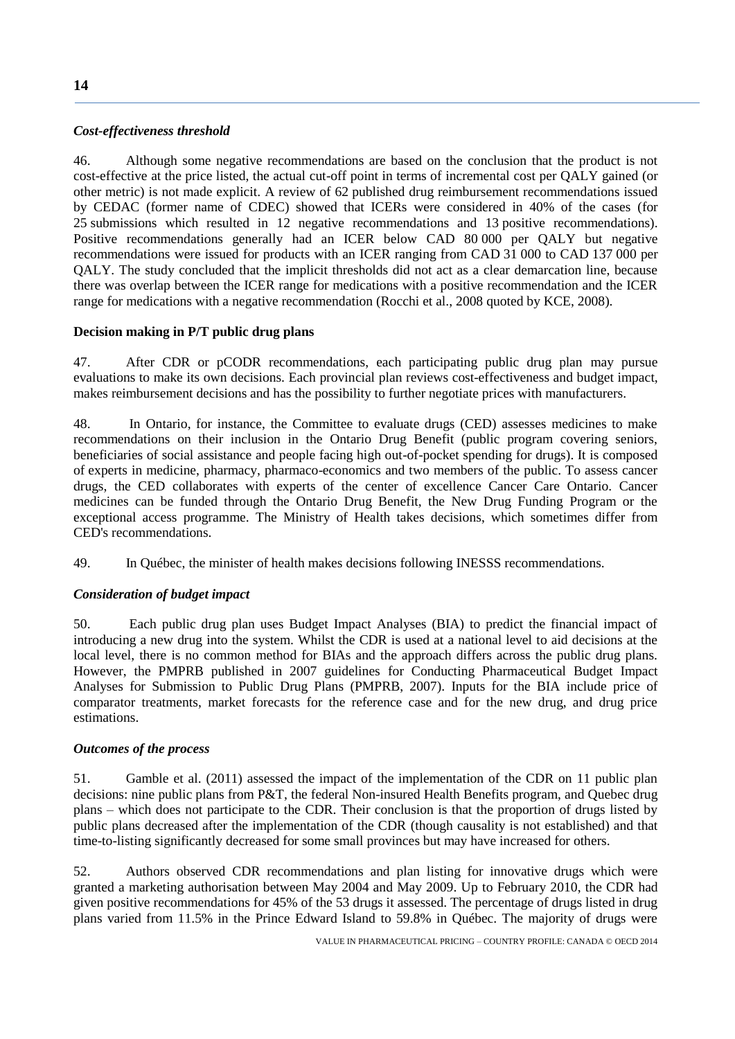### *Cost-effectiveness threshold*

46. Although some negative recommendations are based on the conclusion that the product is not cost-effective at the price listed, the actual cut-off point in terms of incremental cost per QALY gained (or other metric) is not made explicit. A review of 62 published drug reimbursement recommendations issued by CEDAC (former name of CDEC) showed that ICERs were considered in 40% of the cases (for 25 submissions which resulted in 12 negative recommendations and 13 positive recommendations). Positive recommendations generally had an ICER below CAD 80 000 per QALY but negative recommendations were issued for products with an ICER ranging from CAD 31 000 to CAD 137 000 per QALY. The study concluded that the implicit thresholds did not act as a clear demarcation line, because there was overlap between the ICER range for medications with a positive recommendation and the ICER range for medications with a negative recommendation (Rocchi et al., 2008 quoted by KCE, 2008).

### **Decision making in P/T public drug plans**

47. After CDR or pCODR recommendations, each participating public drug plan may pursue evaluations to make its own decisions. Each provincial plan reviews cost-effectiveness and budget impact, makes reimbursement decisions and has the possibility to further negotiate prices with manufacturers.

48. In Ontario, for instance, the Committee to evaluate drugs (CED) assesses medicines to make recommendations on their inclusion in the Ontario Drug Benefit (public program covering seniors, beneficiaries of social assistance and people facing high out-of-pocket spending for drugs). It is composed of experts in medicine, pharmacy, pharmaco-economics and two members of the public. To assess cancer drugs, the CED collaborates with experts of the center of excellence Cancer Care Ontario. Cancer medicines can be funded through the Ontario Drug Benefit, the New Drug Funding Program or the exceptional access programme. The Ministry of Health takes decisions, which sometimes differ from CED's recommendations.

49. In Québec, the minister of health makes decisions following INESSS recommendations.

### *Consideration of budget impact*

50. Each public drug plan uses Budget Impact Analyses (BIA) to predict the financial impact of introducing a new drug into the system. Whilst the CDR is used at a national level to aid decisions at the local level, there is no common method for BIAs and the approach differs across the public drug plans. However, the PMPRB published in 2007 guidelines for Conducting Pharmaceutical Budget Impact Analyses for Submission to Public Drug Plans (PMPRB, 2007). Inputs for the BIA include price of comparator treatments, market forecasts for the reference case and for the new drug, and drug price estimations.

### *Outcomes of the process*

51. Gamble et al. (2011) assessed the impact of the implementation of the CDR on 11 public plan decisions: nine public plans from P&T, the federal Non-insured Health Benefits program, and Quebec drug plans – which does not participate to the CDR. Their conclusion is that the proportion of drugs listed by public plans decreased after the implementation of the CDR (though causality is not established) and that time-to-listing significantly decreased for some small provinces but may have increased for others.

52. Authors observed CDR recommendations and plan listing for innovative drugs which were granted a marketing authorisation between May 2004 and May 2009. Up to February 2010, the CDR had given positive recommendations for 45% of the 53 drugs it assessed. The percentage of drugs listed in drug plans varied from 11.5% in the Prince Edward Island to 59.8% in Québec. The majority of drugs were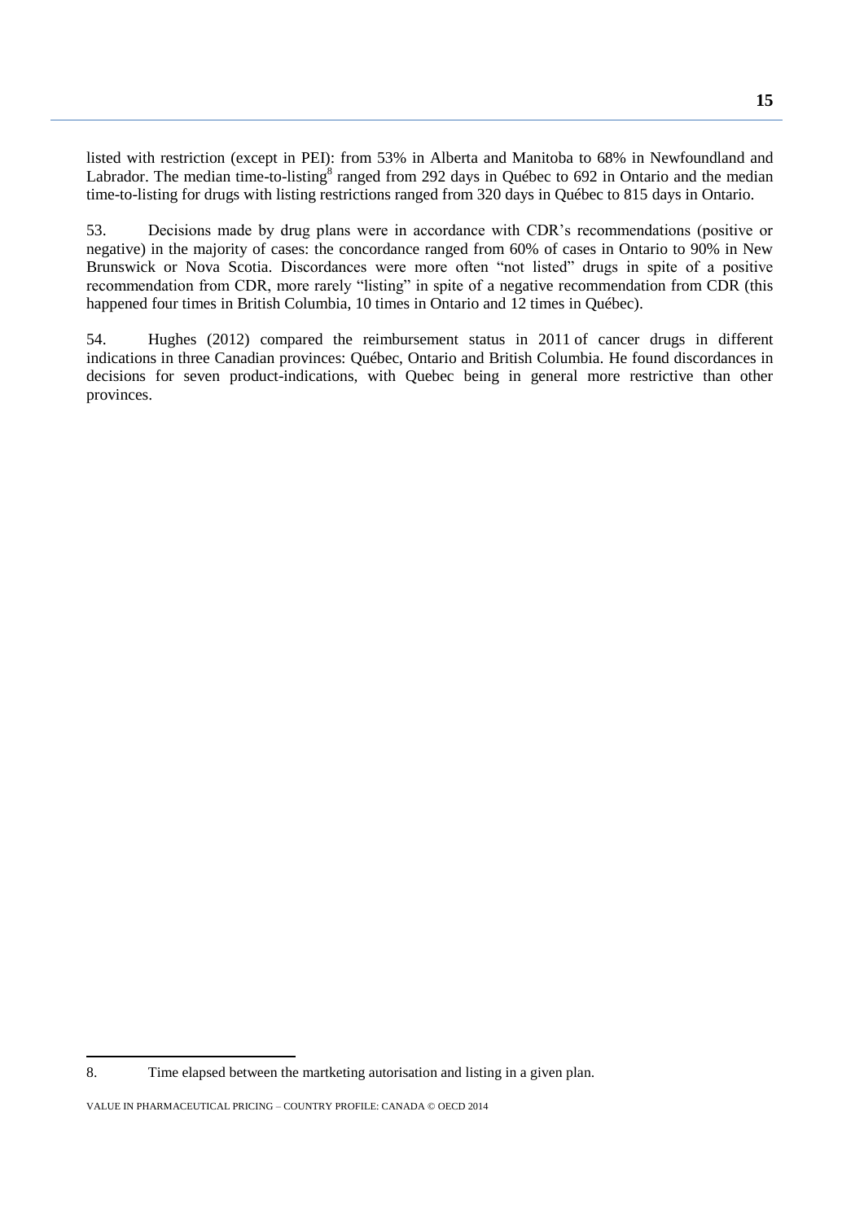listed with restriction (except in PEI): from 53% in Alberta and Manitoba to 68% in Newfoundland and Labrador. The median time-to-listing[8] ranged from 292 days in Québec to 692 in Ontario and the median time-to-listing for drugs with listing restrictions ranged from 320 days in Québec to 815 days in Ontario.

53. Decisions made by drug plans were in accordance with CDR's recommendations (positive or negative) in the majority of cases: the concordance ranged from 60% of cases in Ontario to 90% in New Brunswick or Nova Scotia. Discordances were more often "not listed" drugs in spite of a positive recommendation from CDR, more rarely "listing" in spite of a negative recommendation from CDR (this happened four times in British Columbia, 10 times in Ontario and 12 times in Québec).

54. Hughes (2012) compared the reimbursement status in 2011 of cancer drugs in different indications in three Canadian provinces: Québec, Ontario and British Columbia. He found discordances in decisions for seven product-indications, with Quebec being in general more restrictive than other provinces.

8. Time elapsed between the martketing autorisation and listing in a given plan.

VALUE IN PHARMACEUTICAL PRICING – COUNTRY PROFILE: CANADA © OECD 2014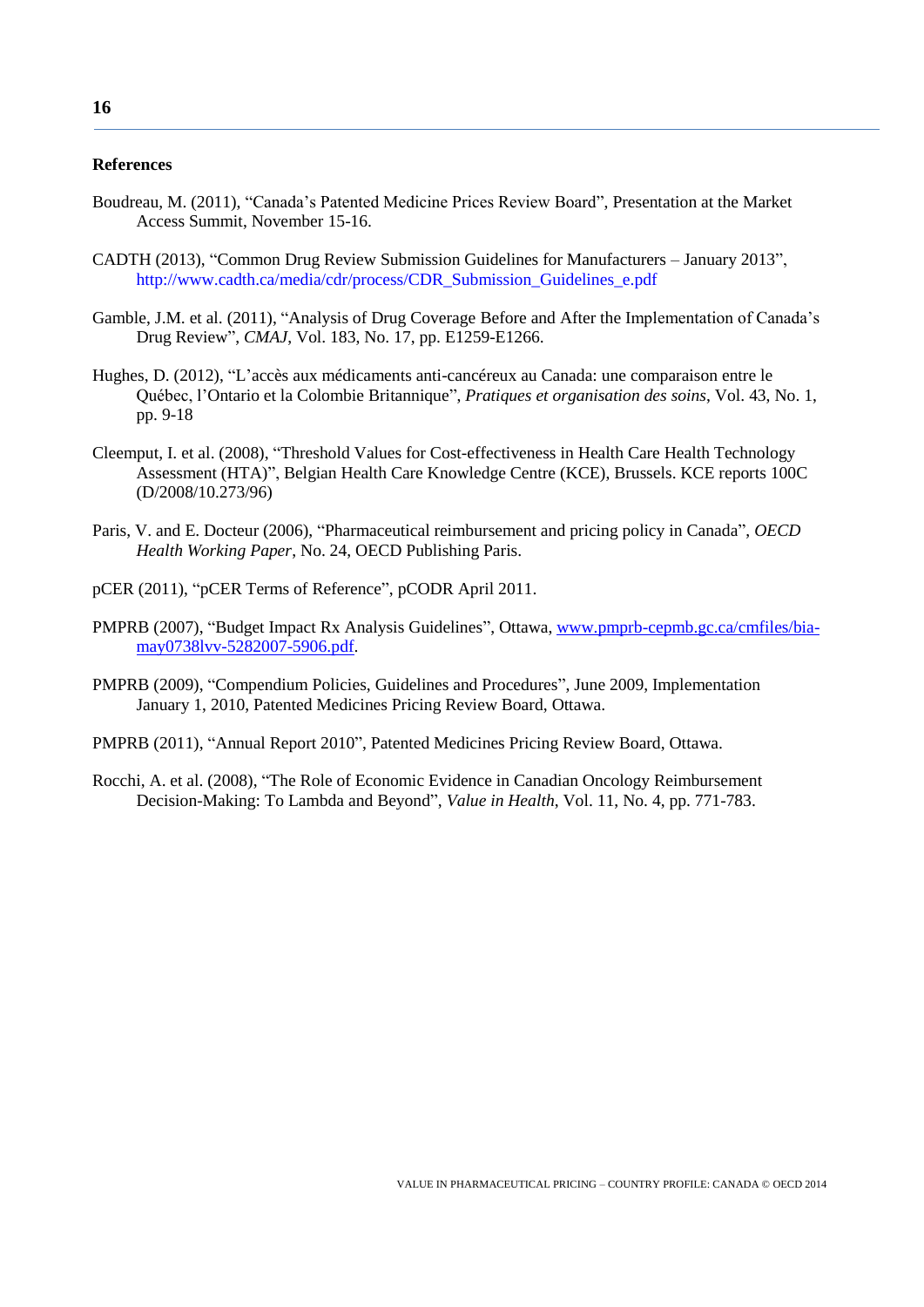## References

Boudreau, M. (2011), "Canada's Patented Medicine Prices Review Board", Presentation at the Market Access Summit, November 15-16.

CADTH (2013), "Common Drug Review Submission Guidelines for Manufacturers – January 2013", http://www.cadth.ca/media/cdr/process/CDR_Submission_Guidelines_e.pdf

Gamble, J.M. et al. (2011), "Analysis of Drug Coverage Before and After the Implementation of Canada's Drug Review", *CMAJ*, Vol. 183, No. 17, pp. E1259-E1266.

Hughes, D. (2012), "L'accès aux médicaments anti-cancéreux au Canada: une comparaison entre le Québec, l'Ontario et la Colombie Britannique", *Pratiques et organisation des soins*, Vol. 43, No. 1, pp. 9-18

Cleemput, I. et al. (2008), "Threshold Values for Cost-effectiveness in Health Care Health Technology Assessment (HTA)", Belgian Health Care Knowledge Centre (KCE), Brussels. KCE reports 100C (D/2008/10.273/96)

Paris, V. and E. Docteur (2006), "Pharmaceutical reimbursement and pricing policy in Canada", *OECD Health Working Paper*, No. 24, OECD Publishing Paris.

pCER (2011), "pCER Terms of Reference", pCODR April 2011.

PMPRB (2007), "Budget Impact Rx Analysis Guidelines", Ottawa, www.pmprb-cepmb.gc.ca/cmfiles/bia-may0738lvv-5282007-5906.pdf.

PMPRB (2009), "Compendium Policies, Guidelines and Procedures", June 2009, Implementation January 1, 2010, Patented Medicines Pricing Review Board, Ottawa.

PMPRB (2011), "Annual Report 2010", Patented Medicines Pricing Review Board, Ottawa.

Rocchi, A. et al. (2008), "The Role of Economic Evidence in Canadian Oncology Reimbursement Decision-Making: To Lambda and Beyond", *Value in Health*, Vol. 11, No. 4, pp. 771-783.